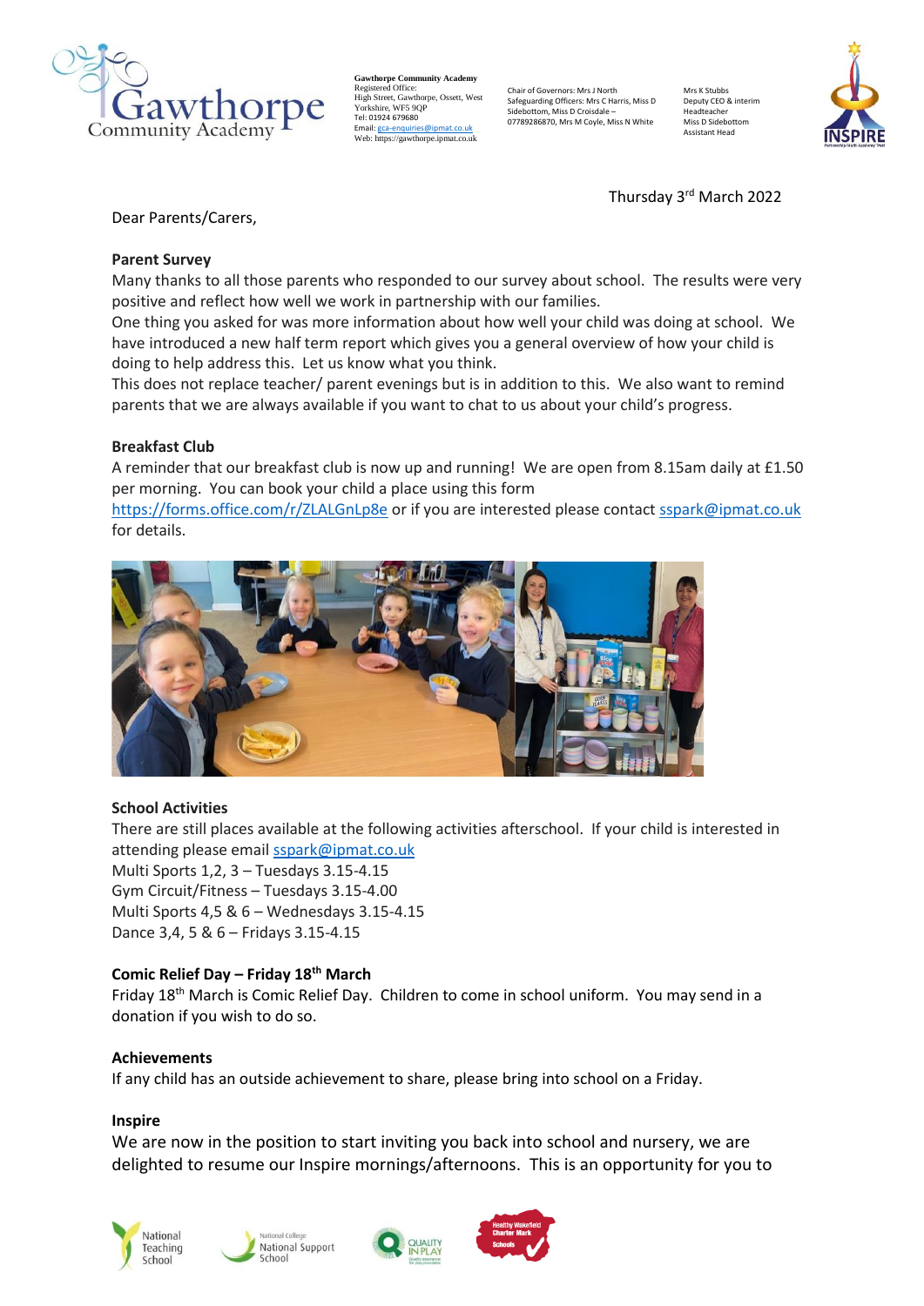Gawthorpe Community Academy

**Gawthorpe Community Academy**
Registered Office:
High Street, Gawthorpe, Ossett, West Yorkshire, WF5 9QP
Tel: 01924 679680
Email: gca-enquiries@ipmat.co.uk
Web: https://gawthorpe.ipmat.co.uk

Chair of Governors: Mrs J North
Safeguarding Officers: Mrs C Harris, Miss D Sidebottom, Miss D Croisdale – 07789286870, Mrs M Coyle, Miss N White

Mrs K Stubbs
Deputy CEO & interim Headteacher
Miss D Sidebottom
Assistant Head

Thursday 3rd March 2022

Dear Parents/Carers,

**Parent Survey**

Many thanks to all those parents who responded to our survey about school. The results were very positive and reflect how well we work in partnership with our families.

One thing you asked for was more information about how well your child was doing at school. We have introduced a new half term report which gives you a general overview of how your child is doing to help address this. Let us know what you think.

This does not replace teacher/ parent evenings but is in addition to this. We also want to remind parents that we are always available if you want to chat to us about your child's progress.

**Breakfast Club**

A reminder that our breakfast club is now up and running! We are open from 8.15am daily at £1.50 per morning. You can book your child a place using this form https://forms.office.com/r/ZLALGnLp8e or if you are interested please contact sspark@ipmat.co.uk for details.

**School Activities**

There are still places available at the following activities afterschool. If your child is interested in attending please email sspark@ipmat.co.uk

Multi Sports 1,2, 3 – Tuesdays 3.15-4.15
Gym Circuit/Fitness – Tuesdays 3.15-4.00
Multi Sports 4,5 & 6 – Wednesdays 3.15-4.15
Dance 3,4, 5 & 6 – Fridays 3.15-4.15

**Comic Relief Day – Friday 18th March**

Friday 18th March is Comic Relief Day. Children to come in school uniform. You may send in a donation if you wish to do so.

**Achievements**

If any child has an outside achievement to share, please bring into school on a Friday.

**Inspire**

We are now in the position to start inviting you back into school and nursery, we are delighted to resume our Inspire mornings/afternoons. This is an opportunity for you to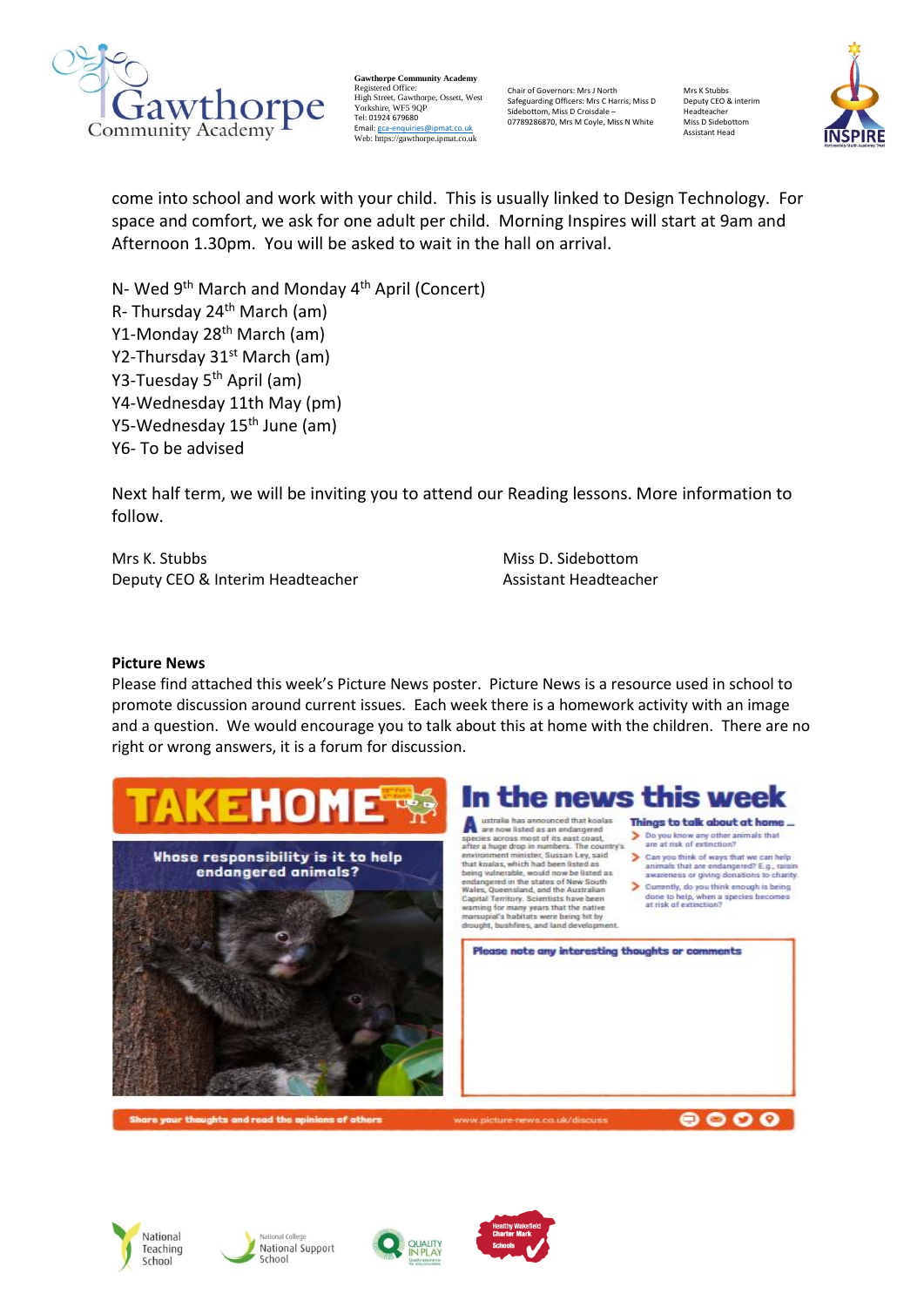come into school and work with your child. This is usually linked to Design Technology. For space and comfort, we ask for one adult per child. Morning Inspires will start at 9am and Afternoon 1.30pm. You will be asked to wait in the hall on arrival.

N- Wed 9th March and Monday 4th April (Concert)
R- Thursday 24th March (am)
Y1-Monday 28th March (am)
Y2-Thursday 31st March (am)
Y3-Tuesday 5th April (am)
Y4-Wednesday 11th May (pm)
Y5-Wednesday 15th June (am)
Y6- To be advised

Next half term, we will be inviting you to attend our Reading lessons. More information to follow.

Mrs K. Stubbs
Deputy CEO & Interim Headteacher

Miss D. Sidebottom
Assistant Headteacher

**Picture News**

Please find attached this week's Picture News poster. Picture News is a resource used in school to promote discussion around current issues. Each week there is a homework activity with an image and a question. We would encourage you to talk about this at home with the children. There are no right or wrong answers, it is a forum for discussion.

**TAKEHOME**

**Whose responsibility is it to help endangered animals?**

**In the news this week**

Australia has announced that koalas are now listed as an endangered species across most of its east coast, after a huge drop in numbers. The country's environment minister, Sussan Ley, said that koalas, which had been listed as being vulnerable, would now be listed as endangered in the states of New South Wales, Queensland, and the Australian Capital Territory. Scientists have been warning for many years that the native marsupial's habitats were being hit by drought, bushfires, and land development.

**Things to talk about at home ...**

- Do you know any other animals that are at risk of extinction?
- Can you think of ways that we can help animals that are endangered? E.g., raisin awareness or giving donations to charity.
- Currently, do you think enough is being done to help, when a species becomes at risk of extinction?

**Please note any interesting thoughts or comments**

Share your thoughts and read the opinions of others www.picture-news.co.uk/discuss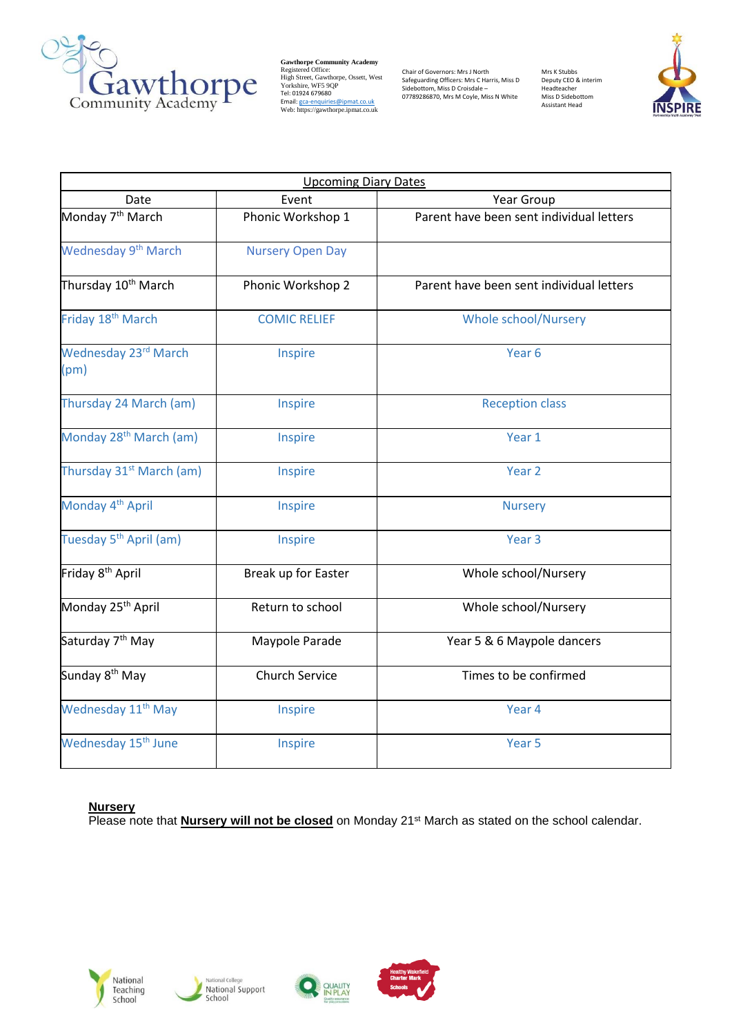**Gawthorpe Community Academy**
Registered Office:
High Street, Gawthorpe, Ossett, West Yorkshire, WF5 9QP
Tel: 01924 679680
Email: gca-enquiries@ipmat.co.uk
Web: https://gawthorpe.ipmat.co.uk

Chair of Governors: Mrs J North
Safeguarding Officers: Mrs C Harris, Miss D Sidebottom, Miss D Croisdale – 07789286870, Mrs M Coyle, Miss N White

Mrs K Stubbs
Deputy CEO & interim Headteacher
Miss D Sidebottom
Assistant Head

| Upcoming Diary Dates | | |
|---|---|---|
| Date | Event | Year Group |
| Monday 7th March | Phonic Workshop 1 | Parent have been sent individual letters |
| Wednesday 9th March | Nursery Open Day | |
| Thursday 10th March | Phonic Workshop 2 | Parent have been sent individual letters |
| Friday 18th March | COMIC RELIEF | Whole school/Nursery |
| Wednesday 23rd March (pm) | Inspire | Year 6 |
| Thursday 24 March (am) | Inspire | Reception class |
| Monday 28th March (am) | Inspire | Year 1 |
| Thursday 31st March (am) | Inspire | Year 2 |
| Monday 4th April | Inspire | Nursery |
| Tuesday 5th April (am) | Inspire | Year 3 |
| Friday 8th April | Break up for Easter | Whole school/Nursery |
| Monday 25th April | Return to school | Whole school/Nursery |
| Saturday 7th May | Maypole Parade | Year 5 & 6 Maypole dancers |
| Sunday 8th May | Church Service | Times to be confirmed |
| Wednesday 11th May | Inspire | Year 4 |
| Wednesday 15th June | Inspire | Year 5 |

**Nursery**
Please note that **Nursery will not be closed** on Monday 21st March as stated on the school calendar.